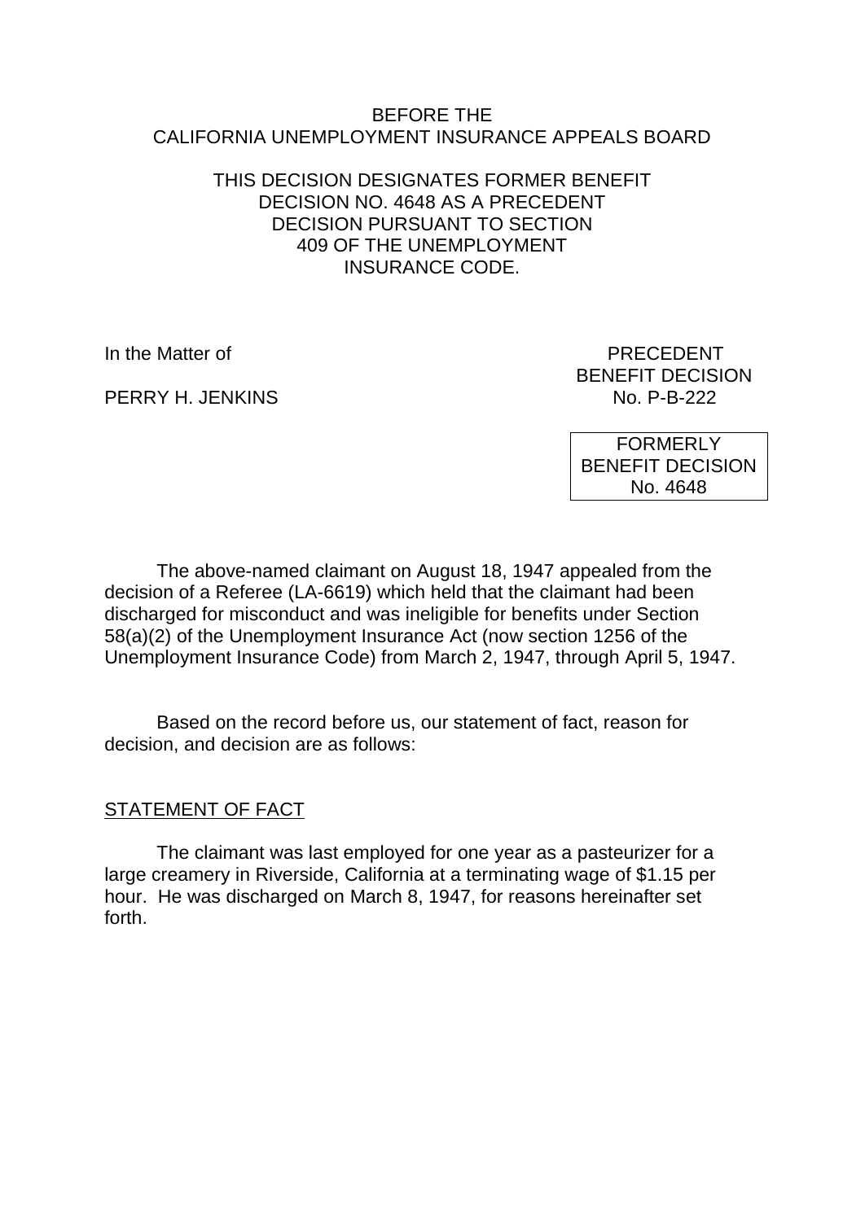BEFORE THE
CALIFORNIA UNEMPLOYMENT INSURANCE APPEALS BOARD

THIS DECISION DESIGNATES FORMER BENEFIT DECISION NO. 4648 AS A PRECEDENT DECISION PURSUANT TO SECTION 409 OF THE UNEMPLOYMENT INSURANCE CODE.

In the Matter of

PERRY H. JENKINS

PRECEDENT
BENEFIT DECISION
No. P-B-222

FORMERLY
BENEFIT DECISION
No. 4648

The above-named claimant on August 18, 1947 appealed from the decision of a Referee (LA-6619) which held that the claimant had been discharged for misconduct and was ineligible for benefits under Section 58(a)(2) of the Unemployment Insurance Act (now section 1256 of the Unemployment Insurance Code) from March 2, 1947, through April 5, 1947.

Based on the record before us, our statement of fact, reason for decision, and decision are as follows:

## STATEMENT OF FACT

The claimant was last employed for one year as a pasteurizer for a large creamery in Riverside, California at a terminating wage of $1.15 per hour. He was discharged on March 8, 1947, for reasons hereinafter set forth.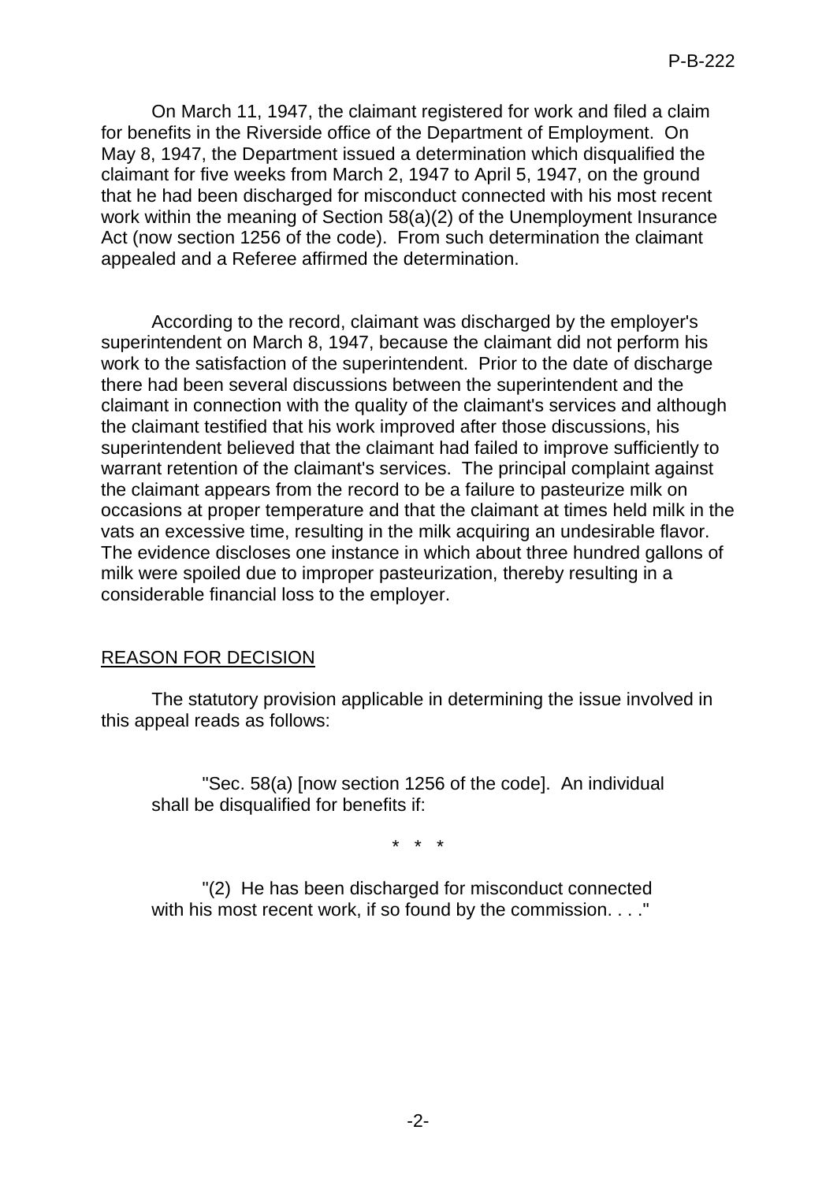On March 11, 1947, the claimant registered for work and filed a claim for benefits in the Riverside office of the Department of Employment. On May 8, 1947, the Department issued a determination which disqualified the claimant for five weeks from March 2, 1947 to April 5, 1947, on the ground that he had been discharged for misconduct connected with his most recent work within the meaning of Section 58(a)(2) of the Unemployment Insurance Act (now section 1256 of the code). From such determination the claimant appealed and a Referee affirmed the determination.

According to the record, claimant was discharged by the employer's superintendent on March 8, 1947, because the claimant did not perform his work to the satisfaction of the superintendent. Prior to the date of discharge there had been several discussions between the superintendent and the claimant in connection with the quality of the claimant's services and although the claimant testified that his work improved after those discussions, his superintendent believed that the claimant had failed to improve sufficiently to warrant retention of the claimant's services. The principal complaint against the claimant appears from the record to be a failure to pasteurize milk on occasions at proper temperature and that the claimant at times held milk in the vats an excessive time, resulting in the milk acquiring an undesirable flavor. The evidence discloses one instance in which about three hundred gallons of milk were spoiled due to improper pasteurization, thereby resulting in a considerable financial loss to the employer.

## REASON FOR DECISION

The statutory provision applicable in determining the issue involved in this appeal reads as follows:

> "Sec. 58(a) [now section 1256 of the code]. An individual shall be disqualified for benefits if:
>
> \* \* \*
>
> "(2) He has been discharged for misconduct connected with his most recent work, if so found by the commission. . . ."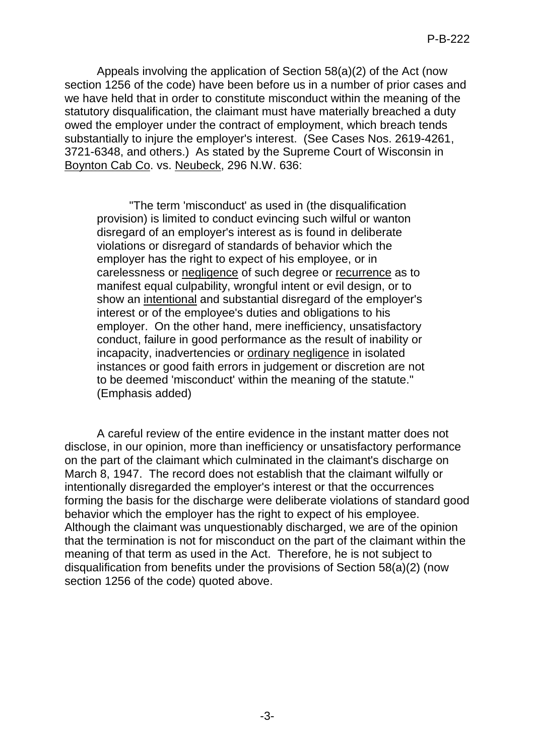Appeals involving the application of Section 58(a)(2) of the Act (now section 1256 of the code) have been before us in a number of prior cases and we have held that in order to constitute misconduct within the meaning of the statutory disqualification, the claimant must have materially breached a duty owed the employer under the contract of employment, which breach tends substantially to injure the employer's interest. (See Cases Nos. 2619-4261, 3721-6348, and others.) As stated by the Supreme Court of Wisconsin in Boynton Cab Co. vs. Neubeck, 296 N.W. 636:

> "The term 'misconduct' as used in (the disqualification provision) is limited to conduct evincing such wilful or wanton disregard of an employer's interest as is found in deliberate violations or disregard of standards of behavior which the employer has the right to expect of his employee, or in carelessness or negligence of such degree or recurrence as to manifest equal culpability, wrongful intent or evil design, or to show an intentional and substantial disregard of the employer's interest or of the employee's duties and obligations to his employer. On the other hand, mere inefficiency, unsatisfactory conduct, failure in good performance as the result of inability or incapacity, inadvertencies or ordinary negligence in isolated instances or good faith errors in judgement or discretion are not to be deemed 'misconduct' within the meaning of the statute." (Emphasis added)

A careful review of the entire evidence in the instant matter does not disclose, in our opinion, more than inefficiency or unsatisfactory performance on the part of the claimant which culminated in the claimant's discharge on March 8, 1947. The record does not establish that the claimant wilfully or intentionally disregarded the employer's interest or that the occurrences forming the basis for the discharge were deliberate violations of standard good behavior which the employer has the right to expect of his employee. Although the claimant was unquestionably discharged, we are of the opinion that the termination is not for misconduct on the part of the claimant within the meaning of that term as used in the Act. Therefore, he is not subject to disqualification from benefits under the provisions of Section 58(a)(2) (now section 1256 of the code) quoted above.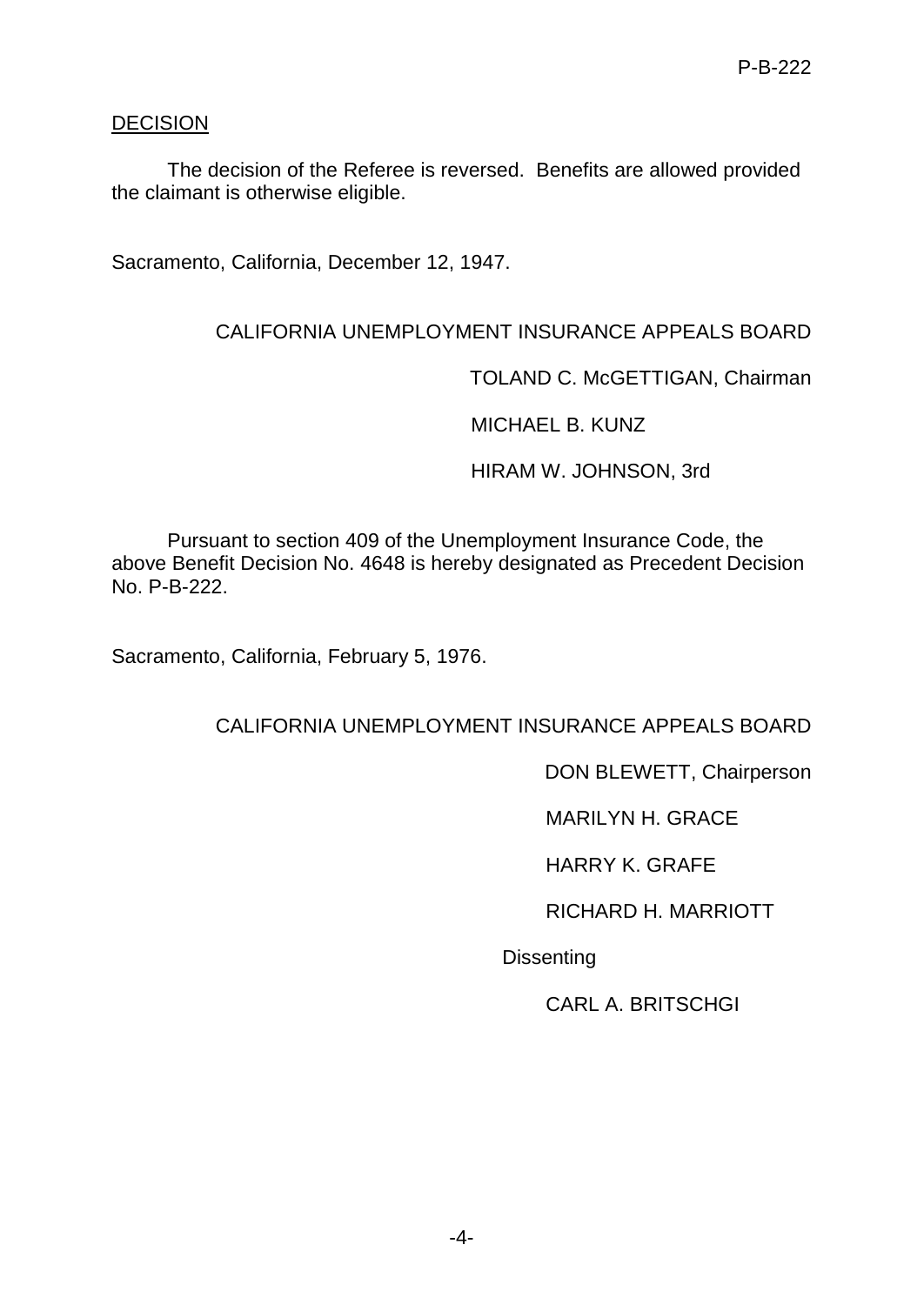DECISION

The decision of the Referee is reversed. Benefits are allowed provided the claimant is otherwise eligible.

Sacramento, California, December 12, 1947.

CALIFORNIA UNEMPLOYMENT INSURANCE APPEALS BOARD

TOLAND C. McGETTIGAN, Chairman

MICHAEL B. KUNZ

HIRAM W. JOHNSON, 3rd

Pursuant to section 409 of the Unemployment Insurance Code, the above Benefit Decision No. 4648 is hereby designated as Precedent Decision No. P-B-222.

Sacramento, California, February 5, 1976.

CALIFORNIA UNEMPLOYMENT INSURANCE APPEALS BOARD

DON BLEWETT, Chairperson

MARILYN H. GRACE

HARRY K. GRAFE

RICHARD H. MARRIOTT

Dissenting

CARL A. BRITSCHGI